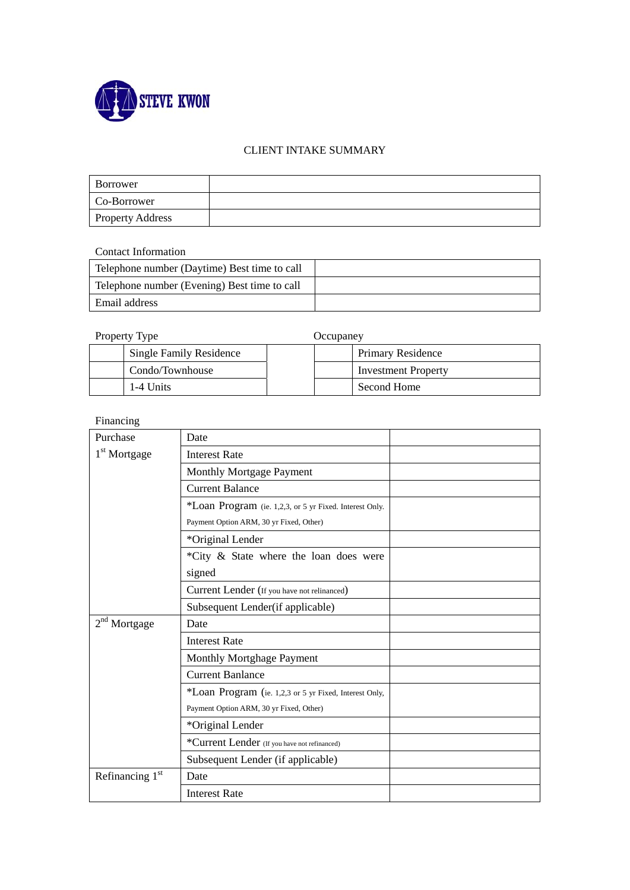STEVE KWON

# CLIENT INTAKE SUMMARY

| Borrower | |
|---|---|
| Co-Borrower | |
| Property Address | |

Contact Information

| Telephone number (Daytime) Best time to call | |
|---|---|
| Telephone number (Evening) Best time to call | |
| Email address | |

Property Type / Occupaney

| | Property Type | | | Occupaney |
|---|---|---|---|---|
| | Single Family Residence | | | Primary Residence |
| | Condo/Townhouse | | | Investment Property |
| | 1-4 Units | | | Second Home |

Financing

| Purchase 1st Mortgage | Date | |
|---|---|---|
| | Interest Rate | |
| | Monthly Mortgage Payment | |
| | Current Balance | |
| | *Loan Program (ie. 1,2,3, or 5 yr Fixed. Interest Only. Payment Option ARM, 30 yr Fixed, Other) | |
| | *Original Lender | |
| | *City & State where the loan does were signed | |
| | Current Lender (If you have not relinanced) | |
| | Subsequent Lender(if applicable) | |
| 2nd Mortgage | Date | |
| | Interest Rate | |
| | Monthly Mortghage Payment | |
| | Current Banlance | |
| | *Loan Program (ie. 1,2,3 or 5 yr Fixed, Interest Only, Payment Option ARM, 30 yr Fixed, Other) | |
| | *Original Lender | |
| | *Current Lender (If you have not refinanced) | |
| | Subsequent Lender (if applicable) | |
| Refinancing 1st | Date | |
| | Interest Rate | |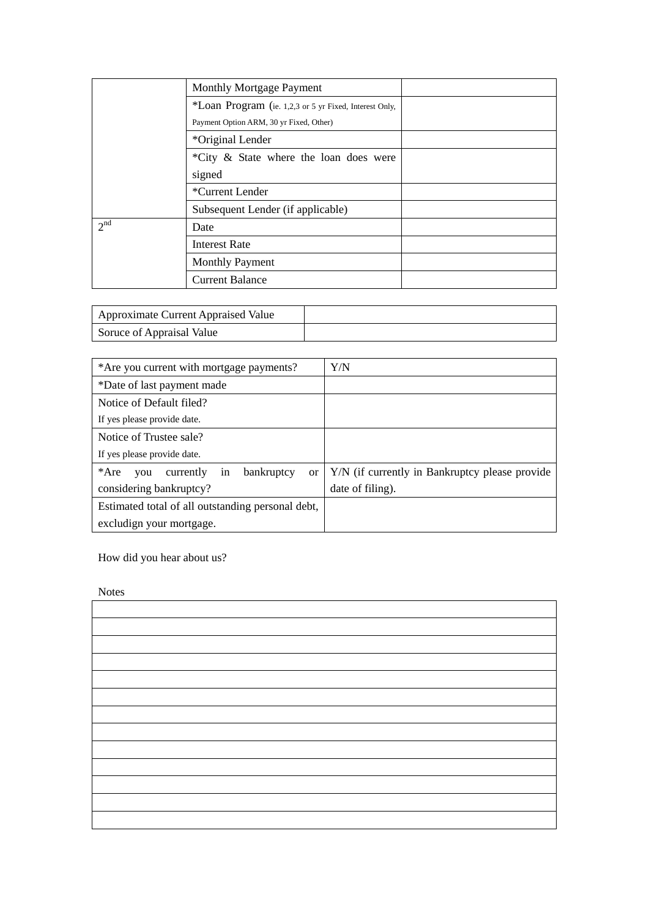| | | |
|---|---|---|
| | Monthly Mortgage Payment | |
| | *Loan Program (ie. 1,2,3 or 5 yr Fixed, Interest Only, Payment Option ARM, 30 yr Fixed, Other) | |
| | *Original Lender | |
| | *City & State where the loan does were signed | |
| | *Current Lender | |
| | Subsequent Lender (if applicable) | |
| 2nd | Date | |
| | Interest Rate | |
| | Monthly Payment | |
| | Current Balance | |

| | |
|---|---|
| Approximate Current Appraised Value | |
| Soruce of Appraisal Value | |

| | |
|---|---|
| *Are you current with mortgage payments? | Y/N |
| *Date of last payment made | |
| Notice of Default filed?<br>If yes please provide date. | |
| Notice of Trustee sale?<br>If yes please provide date. | |
| *Are you currently in bankruptcy or considering bankruptcy? | Y/N (if currently in Bankruptcy please provide date of filing). |
| Estimated total of all outstanding personal debt, excludign your mortgage. | |

How did you hear about us?

Notes

| |
|---|
| |
| |
| |
| |
| |
| |
| |
| |
| |
| |
| |
| |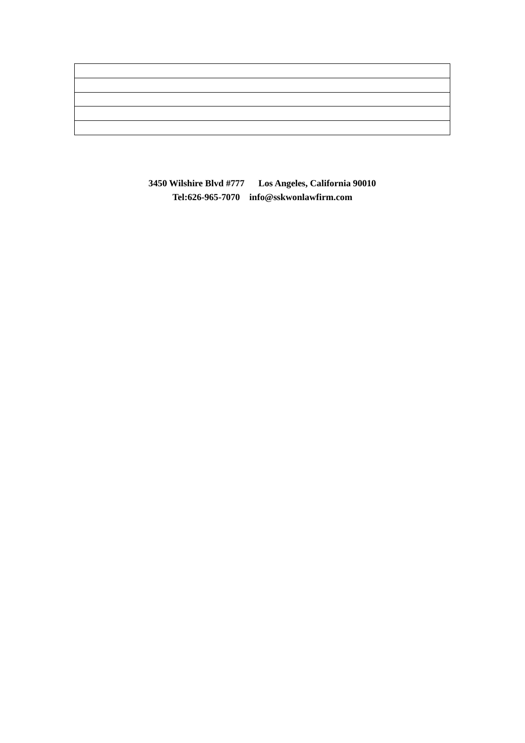| |
|---|
| |
| |
| |
| |
| |

**3450 Wilshire Blvd #777 Los Angeles, California 90010**
**Tel:626-965-7070 info@sskwonlawfirm.com**